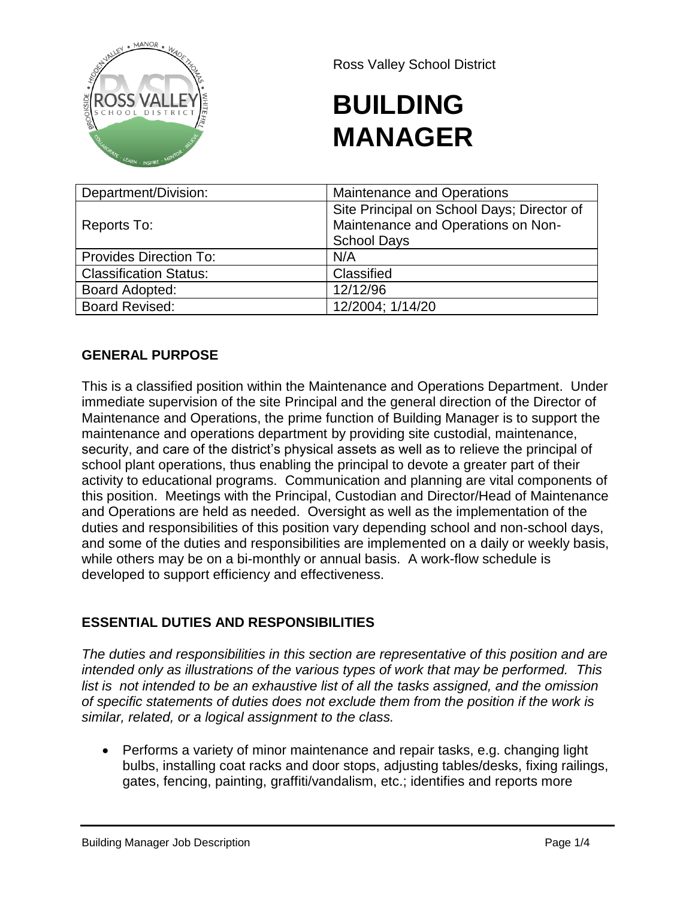Ross Valley School District

# BUILDING MANAGER

| Department/Division: | Maintenance and Operations |
|---|---|
| Reports To: | Site Principal on School Days; Director of Maintenance and Operations on Non-School Days |
| Provides Direction To: | N/A |
| Classification Status: | Classified |
| Board Adopted: | 12/12/96 |
| Board Revised: | 12/2004; 1/14/20 |

## GENERAL PURPOSE

This is a classified position within the Maintenance and Operations Department. Under immediate supervision of the site Principal and the general direction of the Director of Maintenance and Operations, the prime function of Building Manager is to support the maintenance and operations department by providing site custodial, maintenance, security, and care of the district's physical assets as well as to relieve the principal of school plant operations, thus enabling the principal to devote a greater part of their activity to educational programs. Communication and planning are vital components of this position. Meetings with the Principal, Custodian and Director/Head of Maintenance and Operations are held as needed. Oversight as well as the implementation of the duties and responsibilities of this position vary depending school and non-school days, and some of the duties and responsibilities are implemented on a daily or weekly basis, while others may be on a bi-monthly or annual basis. A work-flow schedule is developed to support efficiency and effectiveness.

## ESSENTIAL DUTIES AND RESPONSIBILITIES

*The duties and responsibilities in this section are representative of this position and are intended only as illustrations of the various types of work that may be performed. This list is not intended to be an exhaustive list of all the tasks assigned, and the omission of specific statements of duties does not exclude them from the position if the work is similar, related, or a logical assignment to the class.*

- Performs a variety of minor maintenance and repair tasks, e.g. changing light bulbs, installing coat racks and door stops, adjusting tables/desks, fixing railings, gates, fencing, painting, graffiti/vandalism, etc.; identifies and reports more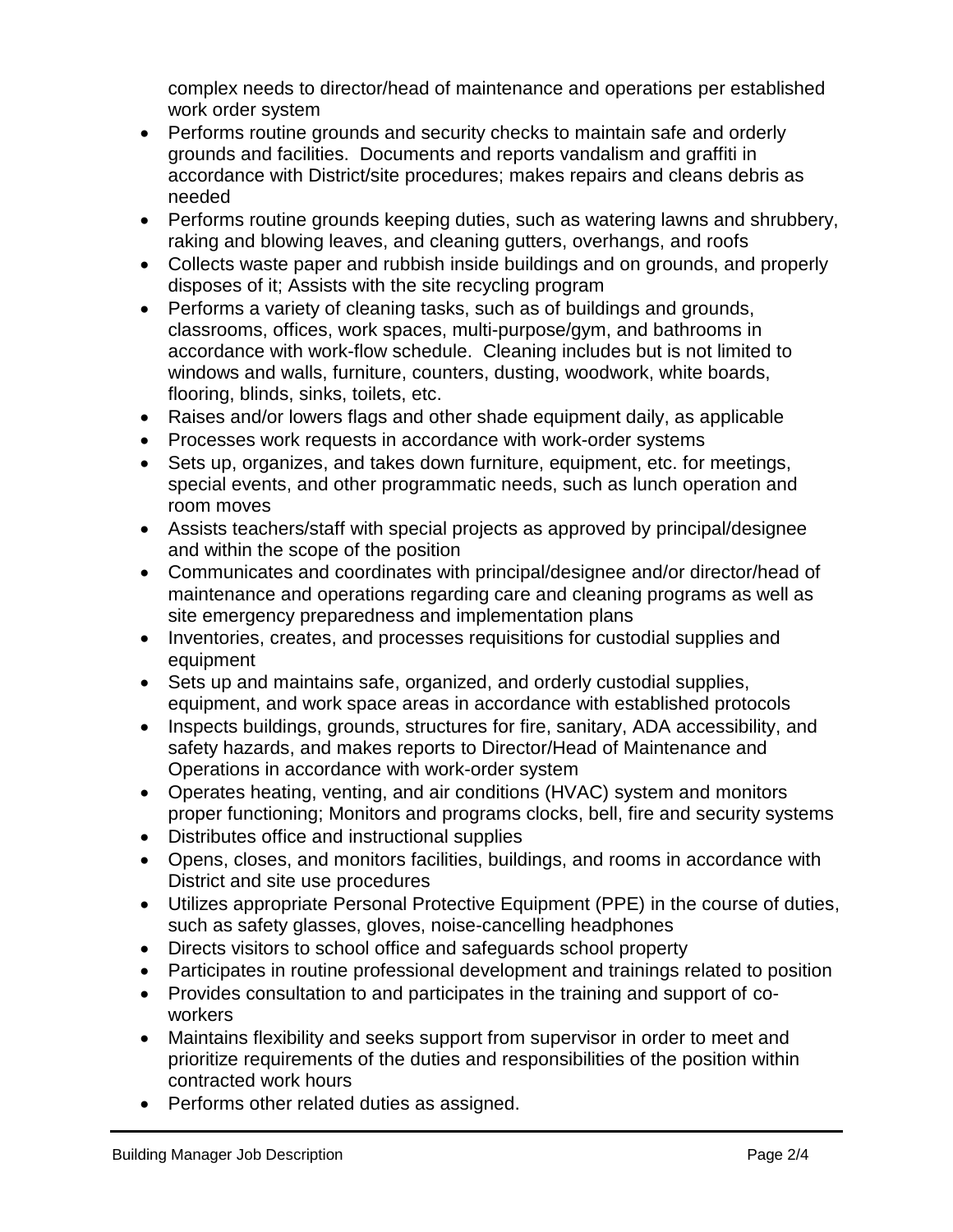complex needs to director/head of maintenance and operations per established work order system

- Performs routine grounds and security checks to maintain safe and orderly grounds and facilities. Documents and reports vandalism and graffiti in accordance with District/site procedures; makes repairs and cleans debris as needed
- Performs routine grounds keeping duties, such as watering lawns and shrubbery, raking and blowing leaves, and cleaning gutters, overhangs, and roofs
- Collects waste paper and rubbish inside buildings and on grounds, and properly disposes of it; Assists with the site recycling program
- Performs a variety of cleaning tasks, such as of buildings and grounds, classrooms, offices, work spaces, multi-purpose/gym, and bathrooms in accordance with work-flow schedule. Cleaning includes but is not limited to windows and walls, furniture, counters, dusting, woodwork, white boards, flooring, blinds, sinks, toilets, etc.
- Raises and/or lowers flags and other shade equipment daily, as applicable
- Processes work requests in accordance with work-order systems
- Sets up, organizes, and takes down furniture, equipment, etc. for meetings, special events, and other programmatic needs, such as lunch operation and room moves
- Assists teachers/staff with special projects as approved by principal/designee and within the scope of the position
- Communicates and coordinates with principal/designee and/or director/head of maintenance and operations regarding care and cleaning programs as well as site emergency preparedness and implementation plans
- Inventories, creates, and processes requisitions for custodial supplies and equipment
- Sets up and maintains safe, organized, and orderly custodial supplies, equipment, and work space areas in accordance with established protocols
- Inspects buildings, grounds, structures for fire, sanitary, ADA accessibility, and safety hazards, and makes reports to Director/Head of Maintenance and Operations in accordance with work-order system
- Operates heating, venting, and air conditions (HVAC) system and monitors proper functioning; Monitors and programs clocks, bell, fire and security systems
- Distributes office and instructional supplies
- Opens, closes, and monitors facilities, buildings, and rooms in accordance with District and site use procedures
- Utilizes appropriate Personal Protective Equipment (PPE) in the course of duties, such as safety glasses, gloves, noise-cancelling headphones
- Directs visitors to school office and safeguards school property
- Participates in routine professional development and trainings related to position
- Provides consultation to and participates in the training and support of co-workers
- Maintains flexibility and seeks support from supervisor in order to meet and prioritize requirements of the duties and responsibilities of the position within contracted work hours
- Performs other related duties as assigned.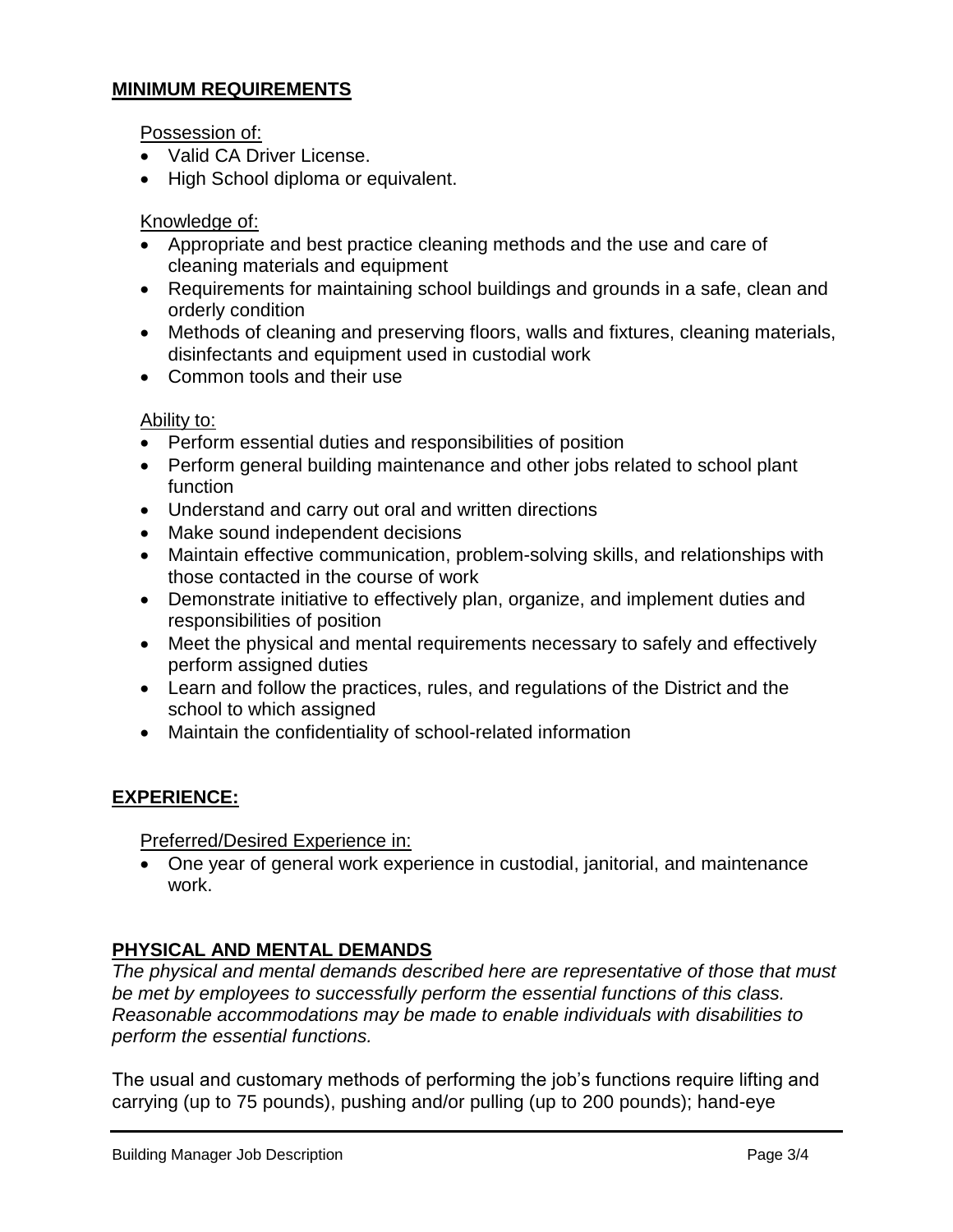## MINIMUM REQUIREMENTS

Possession of:

- Valid CA Driver License.
- High School diploma or equivalent.

Knowledge of:

- Appropriate and best practice cleaning methods and the use and care of cleaning materials and equipment
- Requirements for maintaining school buildings and grounds in a safe, clean and orderly condition
- Methods of cleaning and preserving floors, walls and fixtures, cleaning materials, disinfectants and equipment used in custodial work
- Common tools and their use

Ability to:

- Perform essential duties and responsibilities of position
- Perform general building maintenance and other jobs related to school plant function
- Understand and carry out oral and written directions
- Make sound independent decisions
- Maintain effective communication, problem-solving skills, and relationships with those contacted in the course of work
- Demonstrate initiative to effectively plan, organize, and implement duties and responsibilities of position
- Meet the physical and mental requirements necessary to safely and effectively perform assigned duties
- Learn and follow the practices, rules, and regulations of the District and the school to which assigned
- Maintain the confidentiality of school-related information

## EXPERIENCE:

Preferred/Desired Experience in:

- One year of general work experience in custodial, janitorial, and maintenance work.

## PHYSICAL AND MENTAL DEMANDS

*The physical and mental demands described here are representative of those that must be met by employees to successfully perform the essential functions of this class. Reasonable accommodations may be made to enable individuals with disabilities to perform the essential functions.*

The usual and customary methods of performing the job's functions require lifting and carrying (up to 75 pounds), pushing and/or pulling (up to 200 pounds); hand-eye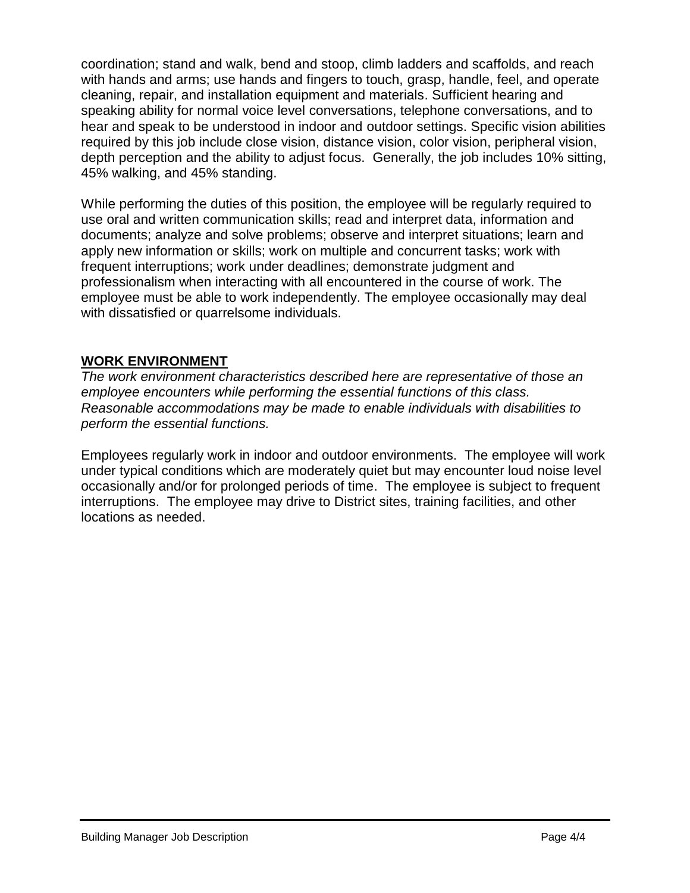coordination; stand and walk, bend and stoop, climb ladders and scaffolds, and reach with hands and arms; use hands and fingers to touch, grasp, handle, feel, and operate cleaning, repair, and installation equipment and materials. Sufficient hearing and speaking ability for normal voice level conversations, telephone conversations, and to hear and speak to be understood in indoor and outdoor settings. Specific vision abilities required by this job include close vision, distance vision, color vision, peripheral vision, depth perception and the ability to adjust focus. Generally, the job includes 10% sitting, 45% walking, and 45% standing.

While performing the duties of this position, the employee will be regularly required to use oral and written communication skills; read and interpret data, information and documents; analyze and solve problems; observe and interpret situations; learn and apply new information or skills; work on multiple and concurrent tasks; work with frequent interruptions; work under deadlines; demonstrate judgment and professionalism when interacting with all encountered in the course of work. The employee must be able to work independently. The employee occasionally may deal with dissatisfied or quarrelsome individuals.

## WORK ENVIRONMENT

*The work environment characteristics described here are representative of those an employee encounters while performing the essential functions of this class. Reasonable accommodations may be made to enable individuals with disabilities to perform the essential functions.*

Employees regularly work in indoor and outdoor environments. The employee will work under typical conditions which are moderately quiet but may encounter loud noise level occasionally and/or for prolonged periods of time. The employee is subject to frequent interruptions. The employee may drive to District sites, training facilities, and other locations as needed.